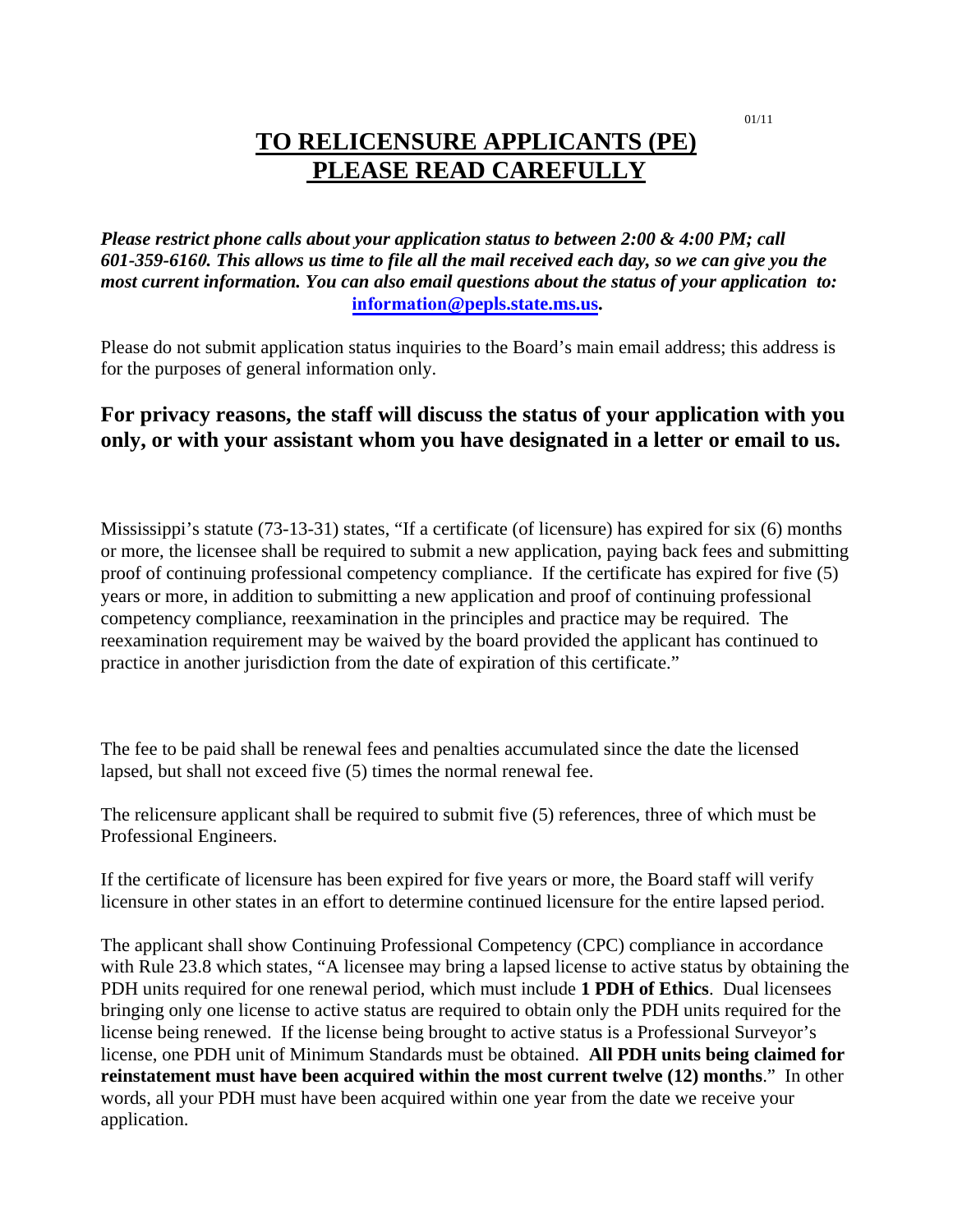01/11

# TO RELICENSURE APPLICANTS (PE)
# PLEASE READ CAREFULLY

***Please restrict phone calls about your application status to between 2:00 & 4:00 PM; call 601-359-6160. This allows us time to file all the mail received each day, so we can give you the most current information. You can also email questions about the status of your application to:*** **information@pepls.state.ms.us.**

Please do not submit application status inquiries to the Board's main email address; this address is for the purposes of general information only.

## For privacy reasons, the staff will discuss the status of your application with you only, or with your assistant whom you have designated in a letter or email to us.

Mississippi's statute (73-13-31) states, "If a certificate (of licensure) has expired for six (6) months or more, the licensee shall be required to submit a new application, paying back fees and submitting proof of continuing professional competency compliance. If the certificate has expired for five (5) years or more, in addition to submitting a new application and proof of continuing professional competency compliance, reexamination in the principles and practice may be required. The reexamination requirement may be waived by the board provided the applicant has continued to practice in another jurisdiction from the date of expiration of this certificate."

The fee to be paid shall be renewal fees and penalties accumulated since the date the licensed lapsed, but shall not exceed five (5) times the normal renewal fee.

The relicensure applicant shall be required to submit five (5) references, three of which must be Professional Engineers.

If the certificate of licensure has been expired for five years or more, the Board staff will verify licensure in other states in an effort to determine continued licensure for the entire lapsed period.

The applicant shall show Continuing Professional Competency (CPC) compliance in accordance with Rule 23.8 which states, "A licensee may bring a lapsed license to active status by obtaining the PDH units required for one renewal period, which must include **1 PDH of Ethics**. Dual licensees bringing only one license to active status are required to obtain only the PDH units required for the license being renewed. If the license being brought to active status is a Professional Surveyor's license, one PDH unit of Minimum Standards must be obtained. **All PDH units being claimed for reinstatement must have been acquired within the most current twelve (12) months**." In other words, all your PDH must have been acquired within one year from the date we receive your application.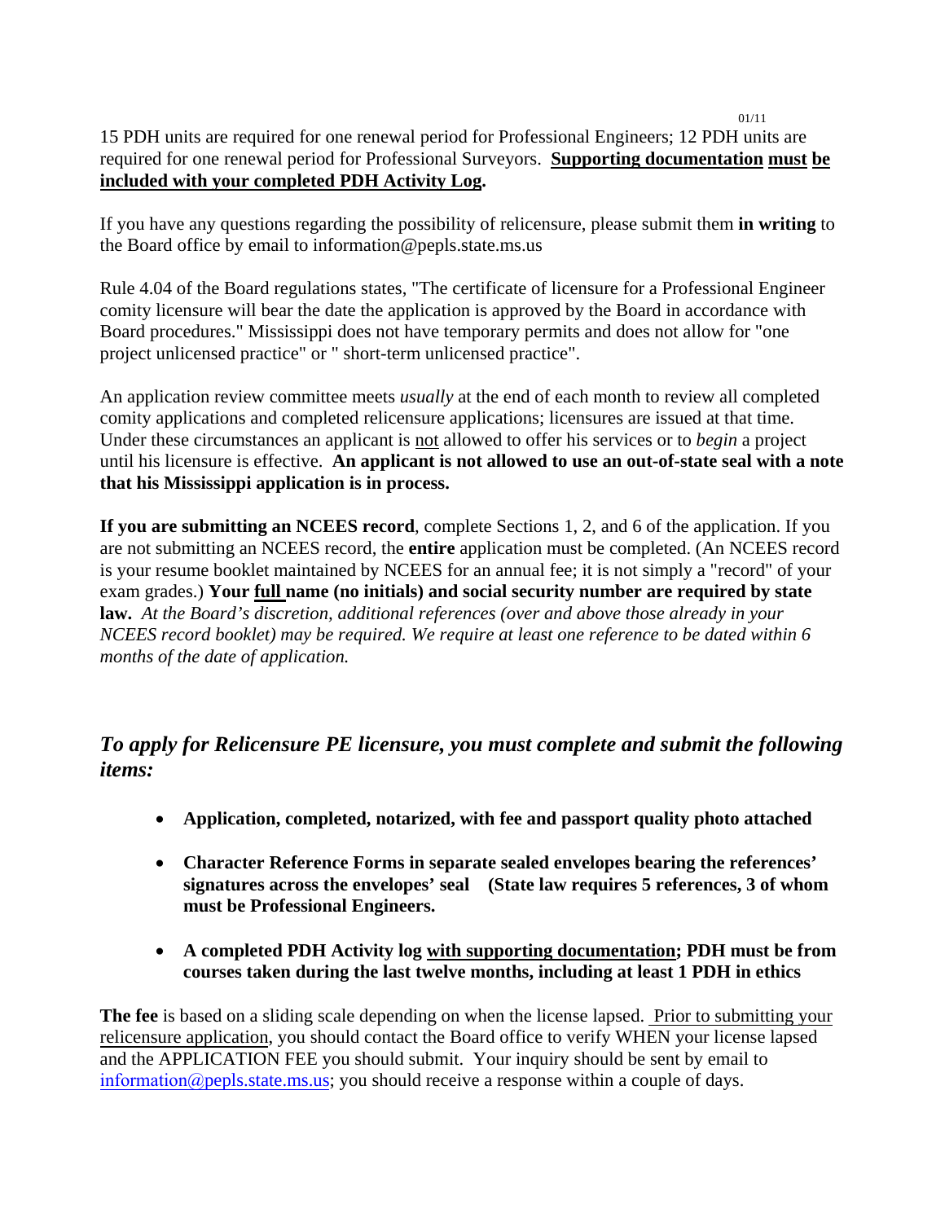15 PDH units are required for one renewal period for Professional Engineers; 12 PDH units are required for one renewal period for Professional Surveyors. **Supporting documentation must be included with your completed PDH Activity Log.**

If you have any questions regarding the possibility of relicensure, please submit them **in writing** to the Board office by email to information@pepls.state.ms.us

Rule 4.04 of the Board regulations states, "The certificate of licensure for a Professional Engineer comity licensure will bear the date the application is approved by the Board in accordance with Board procedures." Mississippi does not have temporary permits and does not allow for "one project unlicensed practice" or " short-term unlicensed practice".

An application review committee meets *usually* at the end of each month to review all completed comity applications and completed relicensure applications; licensures are issued at that time. Under these circumstances an applicant is not allowed to offer his services or to *begin* a project until his licensure is effective. **An applicant is not allowed to use an out-of-state seal with a note that his Mississippi application is in process.**

**If you are submitting an NCEES record**, complete Sections 1, 2, and 6 of the application. If you are not submitting an NCEES record, the **entire** application must be completed. (An NCEES record is your resume booklet maintained by NCEES for an annual fee; it is not simply a "record" of your exam grades.) **Your full name (no initials) and social security number are required by state law.** *At the Board's discretion, additional references (over and above those already in your NCEES record booklet) may be required. We require at least one reference to be dated within 6 months of the date of application.*

## *To apply for Relicensure PE licensure, you must complete and submit the following items:*

- **Application, completed, notarized, with fee and passport quality photo attached**
- **Character Reference Forms in separate sealed envelopes bearing the references' signatures across the envelopes' seal (State law requires 5 references, 3 of whom must be Professional Engineers.**
- **A completed PDH Activity log with supporting documentation; PDH must be from courses taken during the last twelve months, including at least 1 PDH in ethics**

**The fee** is based on a sliding scale depending on when the license lapsed. Prior to submitting your relicensure application, you should contact the Board office to verify WHEN your license lapsed and the APPLICATION FEE you should submit. Your inquiry should be sent by email to information@pepls.state.ms.us; you should receive a response within a couple of days.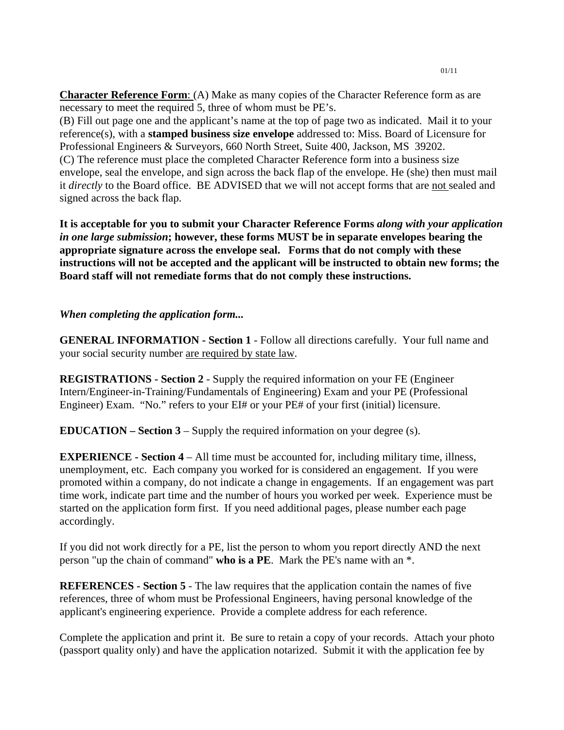01/11

**Character Reference Form**: (A) Make as many copies of the Character Reference form as are necessary to meet the required 5, three of whom must be PE's.

(B) Fill out page one and the applicant's name at the top of page two as indicated. Mail it to your reference(s), with a **stamped business size envelope** addressed to: Miss. Board of Licensure for Professional Engineers & Surveyors, 660 North Street, Suite 400, Jackson, MS 39202.

(C) The reference must place the completed Character Reference form into a business size envelope, seal the envelope, and sign across the back flap of the envelope. He (she) then must mail it *directly* to the Board office. BE ADVISED that we will not accept forms that are not sealed and signed across the back flap.

**It is acceptable for you to submit your Character Reference Forms *along with your application in one large submission*; however, these forms MUST be in separate envelopes bearing the appropriate signature across the envelope seal. Forms that do not comply with these instructions will not be accepted and the applicant will be instructed to obtain new forms; the Board staff will not remediate forms that do not comply these instructions.**

***When completing the application form...***

**GENERAL INFORMATION - Section 1** - Follow all directions carefully. Your full name and your social security number are required by state law.

**REGISTRATIONS - Section 2** - Supply the required information on your FE (Engineer Intern/Engineer-in-Training/Fundamentals of Engineering) Exam and your PE (Professional Engineer) Exam. "No." refers to your EI# or your PE# of your first (initial) licensure.

**EDUCATION – Section 3** – Supply the required information on your degree (s).

**EXPERIENCE - Section 4** – All time must be accounted for, including military time, illness, unemployment, etc. Each company you worked for is considered an engagement. If you were promoted within a company, do not indicate a change in engagements. If an engagement was part time work, indicate part time and the number of hours you worked per week. Experience must be started on the application form first. If you need additional pages, please number each page accordingly.

If you did not work directly for a PE, list the person to whom you report directly AND the next person "up the chain of command" **who is a PE**. Mark the PE's name with an *.

**REFERENCES - Section 5** - The law requires that the application contain the names of five references, three of whom must be Professional Engineers, having personal knowledge of the applicant's engineering experience. Provide a complete address for each reference.

Complete the application and print it. Be sure to retain a copy of your records. Attach your photo (passport quality only) and have the application notarized. Submit it with the application fee by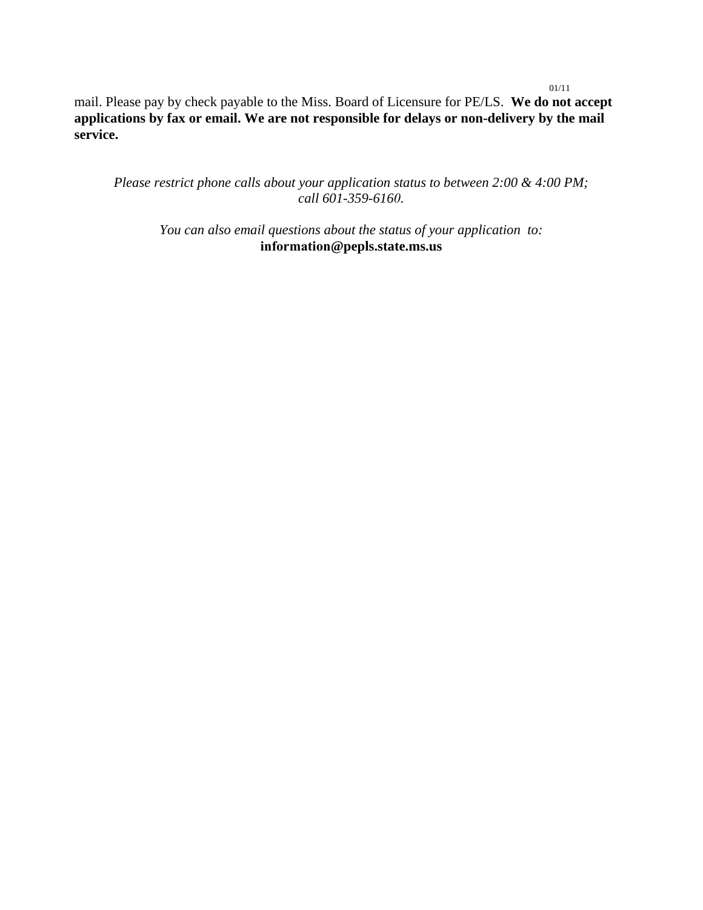mail. Please pay by check payable to the Miss. Board of Licensure for PE/LS. **We do not accept applications by fax or email. We are not responsible for delays or non-delivery by the mail service.**

*Please restrict phone calls about your application status to between 2:00 & 4:00 PM; call 601-359-6160.*

*You can also email questions about the status of your application to:*
**information@pepls.state.ms.us**